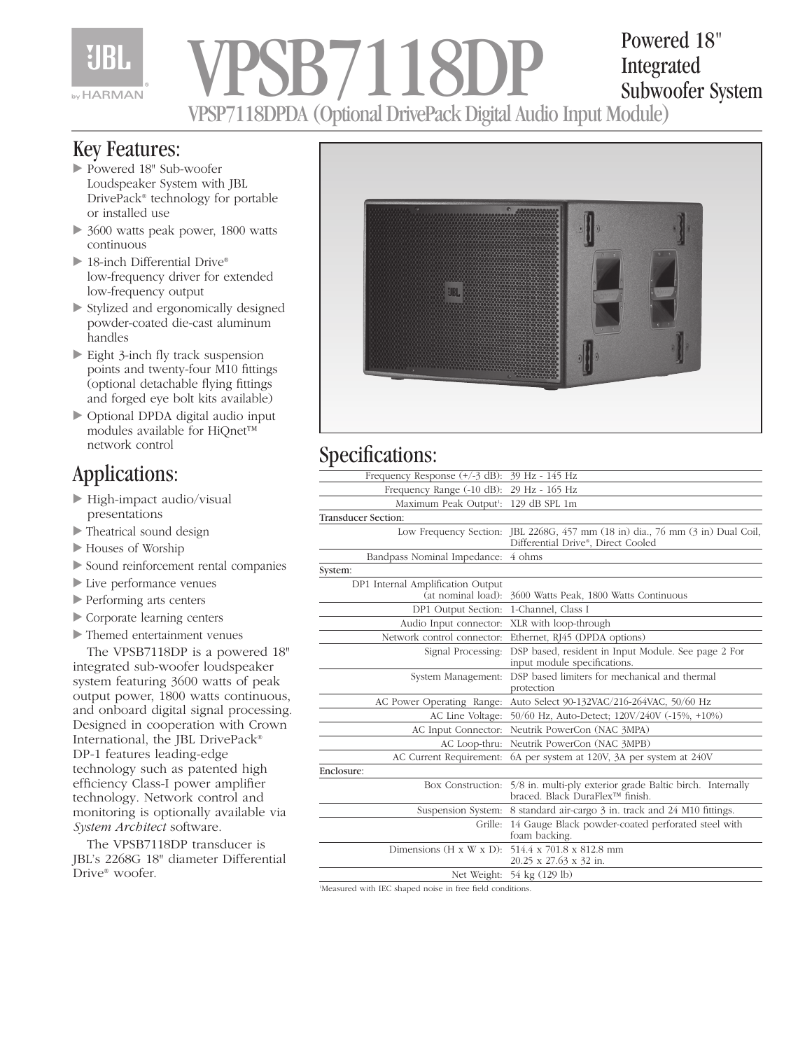# VPSB7118DP

Powered 18" Integrated Subwoofer System

VPSP7118DPDA (Optional DrivePack Digital Audio Input Module)

## Key Features:

- Powered 18" Sub-woofer Loudspeaker System with JBL DrivePack® technology for portable or installed use
- 3600 watts peak power, 1800 watts continuous
- 18-inch Differential Drive® low-frequency driver for extended low-frequency output
- Stylized and ergonomically designed powder-coated die-cast aluminum handles
- Eight 3-inch fly track suspension points and twenty-four M10 fittings (optional detachable flying fittings and forged eye bolt kits available)
- Optional DPDA digital audio input modules available for HiQnet™ network control

## Applications:

- High-impact audio/visual presentations
- Theatrical sound design
- Houses of Worship
- Sound reinforcement rental companies
- Live performance venues
- Performing arts centers
- Corporate learning centers
- Themed entertainment venues

The VPSB7118DP is a powered 18" integrated sub-woofer loudspeaker system featuring 3600 watts of peak output power, 1800 watts continuous, and onboard digital signal processing. Designed in cooperation with Crown International, the JBL DrivePack® DP-1 features leading-edge technology such as patented high efficiency Class-I power amplifier technology. Network control and monitoring is optionally available via *System Architect* software.

The VPSB7118DP transducer is JBL's 2268G 18" diameter Differential Drive® woofer.

## Specifications:

| | |
|---|---|
| Frequency Response (+/-3 dB): | 39 Hz - 145 Hz |
| Frequency Range (-10 dB): | 29 Hz - 165 Hz |
| Maximum Peak Output[1]: | 129 dB SPL 1m |
| **Transducer Section:** | |
| Low Frequency Section: | JBL 2268G, 457 mm (18 in) dia., 76 mm (3 in) Dual Coil, Differential Drive®, Direct Cooled |
| Bandpass Nominal Impedance: | 4 ohms |
| **System:** | |
| DP1 Internal Amplification Output (at nominal load): | 3600 Watts Peak, 1800 Watts Continuous |
| DP1 Output Section: | 1-Channel, Class I |
| Audio Input connector: | XLR with loop-through |
| Network control connector: | Ethernet, RJ45 (DPDA options) |
| Signal Processing: | DSP based, resident in Input Module. See page 2 For input module specifications. |
| System Management: | DSP based limiters for mechanical and thermal protection |
| AC Power Operating Range: | Auto Select 90-132VAC/216-264VAC, 50/60 Hz |
| AC Line Voltage: | 50/60 Hz, Auto-Detect; 120V/240V (-15%, +10%) |
| AC Input Connector: | Neutrik PowerCon (NAC 3MPA) |
| AC Loop-thru: | Neutrik PowerCon (NAC 3MPB) |
| AC Current Requirement: | 6A per system at 120V, 3A per system at 240V |
| **Enclosure:** | |
| Box Construction: | 5/8 in. multi-ply exterior grade Baltic birch. Internally braced. Black DuraFlex™ finish. |
| Suspension System: | 8 standard air-cargo 3 in. track and 24 M10 fittings. |
| Grille: | 14 Gauge Black powder-coated perforated steel with foam backing. |
| Dimensions (H x W x D): | 514.4 x 701.8 x 812.8 mm<br>20.25 x 27.63 x 32 in. |
| Net Weight: | 54 kg (129 lb) |

[1]Measured with IEC shaped noise in free field conditions.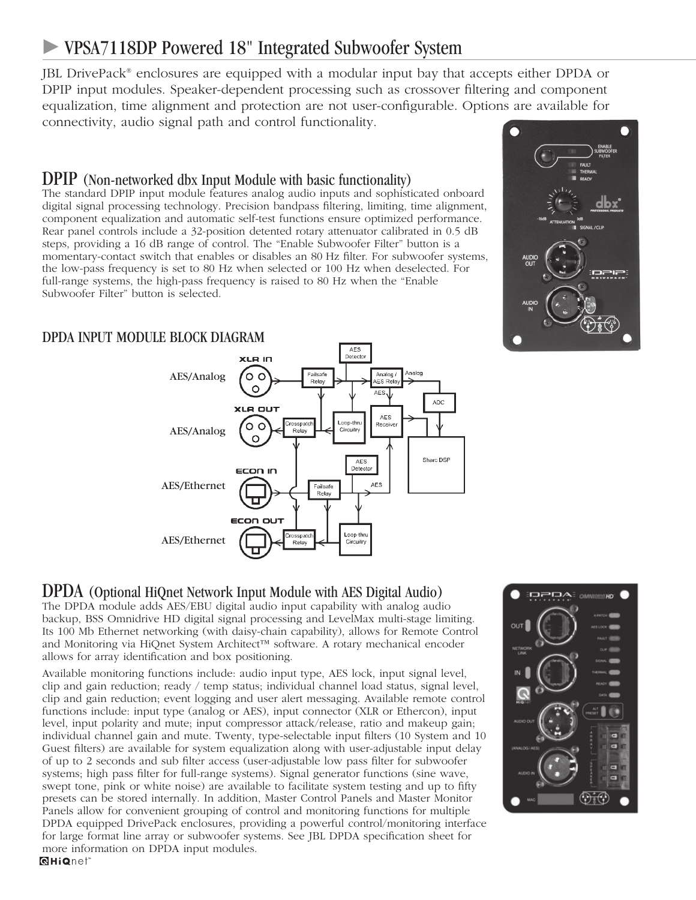# VPSA7118DP Powered 18" Integrated Subwoofer System

JBL DrivePack® enclosures are equipped with a modular input bay that accepts either DPDA or DPIP input modules. Speaker-dependent processing such as crossover filtering and component equalization, time alignment and protection are not user-configurable. Options are available for connectivity, audio signal path and control functionality.

## DPIP (Non-networked dbx Input Module with basic functionality)

The standard DPIP input module features analog audio inputs and sophisticated onboard digital signal processing technology. Precision bandpass filtering, limiting, time alignment, component equalization and automatic self-test functions ensure optimized performance. Rear panel controls include a 32-position detented rotary attenuator calibrated in 0.5 dB steps, providing a 16 dB range of control. The "Enable Subwoofer Filter" button is a momentary-contact switch that enables or disables an 80 Hz filter. For subwoofer systems, the low-pass frequency is set to 80 Hz when selected or 100 Hz when deselected. For full-range systems, the high-pass frequency is raised to 80 Hz when the "Enable Subwoofer Filter" button is selected.

### DPDA INPUT MODULE BLOCK DIAGRAM

XLR IN — AES/Analog

XLR OUT — AES/Analog

ECON IN — AES/Ethernet

ECON OUT — AES/Ethernet

AES Detector, Failsafe Relay, Analog / AES Relay, Analog, AES, ADC, Crosspatch Relay, Loop-thru Circuitry, AES Receiver, Sharc DSP

## DPDA (Optional HiQnet Network Input Module with AES Digital Audio)

The DPDA module adds AES/EBU digital audio input capability with analog audio backup, BSS Omnidrive HD digital signal processing and LevelMax multi-stage limiting. Its 100 Mb Ethernet networking (with daisy-chain capability), allows for Remote Control and Monitoring via HiQnet System Architect™ software. A rotary mechanical encoder allows for array identification and box positioning.

Available monitoring functions include: audio input type, AES lock, input signal level, clip and gain reduction; ready / temp status; individual channel load status, signal level, clip and gain reduction; event logging and user alert messaging. Available remote control functions include: input type (analog or AES), input connector (XLR or Ethercon), input level, input polarity and mute; input compressor attack/release, ratio and makeup gain; individual channel gain and mute. Twenty, type-selectable input filters (10 System and 10 Guest filters) are available for system equalization along with user-adjustable input delay of up to 2 seconds and sub filter access (user-adjustable low pass filter for subwoofer systems; high pass filter for full-range systems). Signal generator functions (sine wave, swept tone, pink or white noise) are available to facilitate system testing and up to fifty presets can be stored internally. In addition, Master Control Panels and Master Monitor Panels allow for convenient grouping of control and monitoring functions for multiple DPDA equipped DrivePack enclosures, providing a powerful control/monitoring interface for large format line array or subwoofer systems. See JBL DPDA specification sheet for more information on DPDA input modules.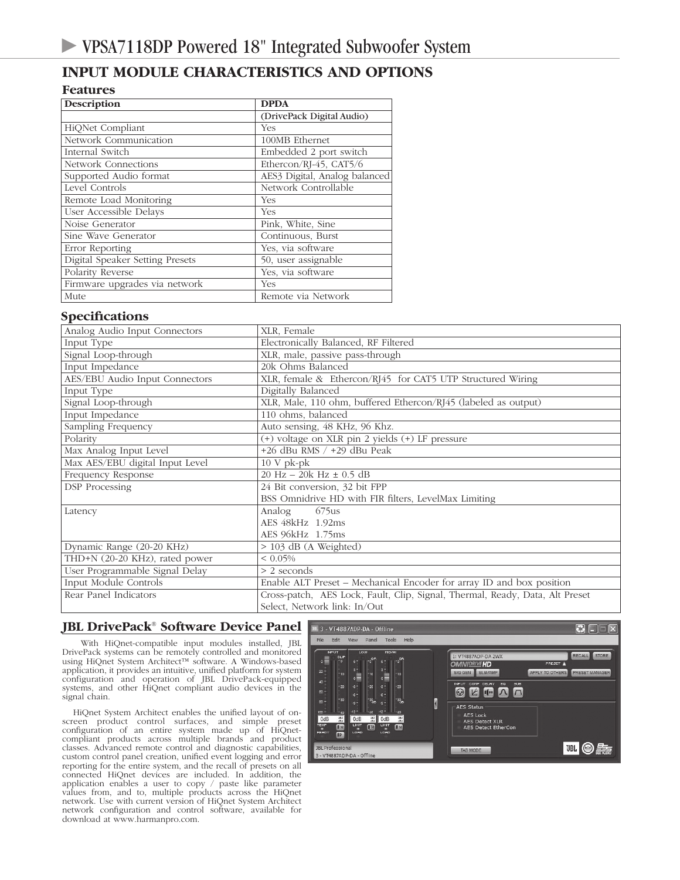# ▶ VPSA7118DP Powered 18" Integrated Subwoofer System

## INPUT MODULE CHARACTERISTICS AND OPTIONS

### Features

| Description | DPDA |
|---|---|
| | (DrivePack Digital Audio) |
| HiQNet Compliant | Yes |
| Network Communication | 100MB Ethernet |
| Internal Switch | Embedded 2 port switch |
| Network Connections | Ethercon/RJ-45, CAT5/6 |
| Supported Audio format | AES3 Digital, Analog balanced |
| Level Controls | Network Controllable |
| Remote Load Monitoring | Yes |
| User Accessible Delays | Yes |
| Noise Generator | Pink, White, Sine |
| Sine Wave Generator | Continuous, Burst |
| Error Reporting | Yes, via software |
| Digital Speaker Setting Presets | 50, user assignable |
| Polarity Reverse | Yes, via software |
| Firmware upgrades via network | Yes |
| Mute | Remote via Network |

### Specifications

| | |
|---|---|
| Analog Audio Input Connectors | XLR, Female |
| Input Type | Electronically Balanced, RF Filtered |
| Signal Loop-through | XLR, male, passive pass-through |
| Input Impedance | 20k Ohms Balanced |
| AES/EBU Audio Input Connectors | XLR, female & Ethercon/RJ45 for CAT5 UTP Structured Wiring |
| Input Type | Digitally Balanced |
| Signal Loop-through | XLR, Male, 110 ohm, buffered Ethercon/RJ45 (labeled as output) |
| Input Impedance | 110 ohms, balanced |
| Sampling Frequency | Auto sensing, 48 KHz, 96 Khz. |
| Polarity | (+) voltage on XLR pin 2 yields (+) LF pressure |
| Max Analog Input Level | +26 dBu RMS / +29 dBu Peak |
| Max AES/EBU digital Input Level | 10 V pk-pk |
| Frequency Response | 20 Hz – 20k Hz ± 0.5 dB |
| DSP Processing | 24 Bit conversion, 32 bit FPP<br>BSS Omnidrive HD with FIR filters, LevelMax Limiting |
| Latency | Analog 675us<br>AES 48kHz 1.92ms<br>AES 96kHz 1.75ms |
| Dynamic Range (20-20 KHz) | > 103 dB (A Weighted) |
| THD+N (20-20 KHz), rated power | < 0.05% |
| User Programmable Signal Delay | > 2 seconds |
| Input Module Controls | Enable ALT Preset – Mechanical Encoder for array ID and box position |
| Rear Panel Indicators | Cross-patch, AES Lock, Fault, Clip, Signal, Thermal, Ready, Data, Alt Preset Select, Network link: In/Out |

### JBL DrivePack® Software Device Panel

With HiQnet-compatible input modules installed, JBL DrivePack systems can be remotely controlled and monitored using HiQnet System Architect™ software. A Windows-based application, it provides an intuitive, unified platform for system configuration and operation of JBL DrivePack-equipped systems, and other HiQnet compliant audio devices in the signal chain.

HiQnet System Architect enables the unified layout of on-screen product control surfaces, and simple preset configuration of an entire system made up of HiQnet-compliant products across multiple brands and product classes. Advanced remote control and diagnostic capabilities, custom control panel creation, unified event logging and error reporting for the entire system, and the recall of presets on all connected HiQnet devices are included. In addition, the application enables a user to copy / paste like parameter values from, and to, multiple products across the HiQnet network. Use with current version of HiQnet System Architect network configuration and control software, available for download at www.harmanpro.com.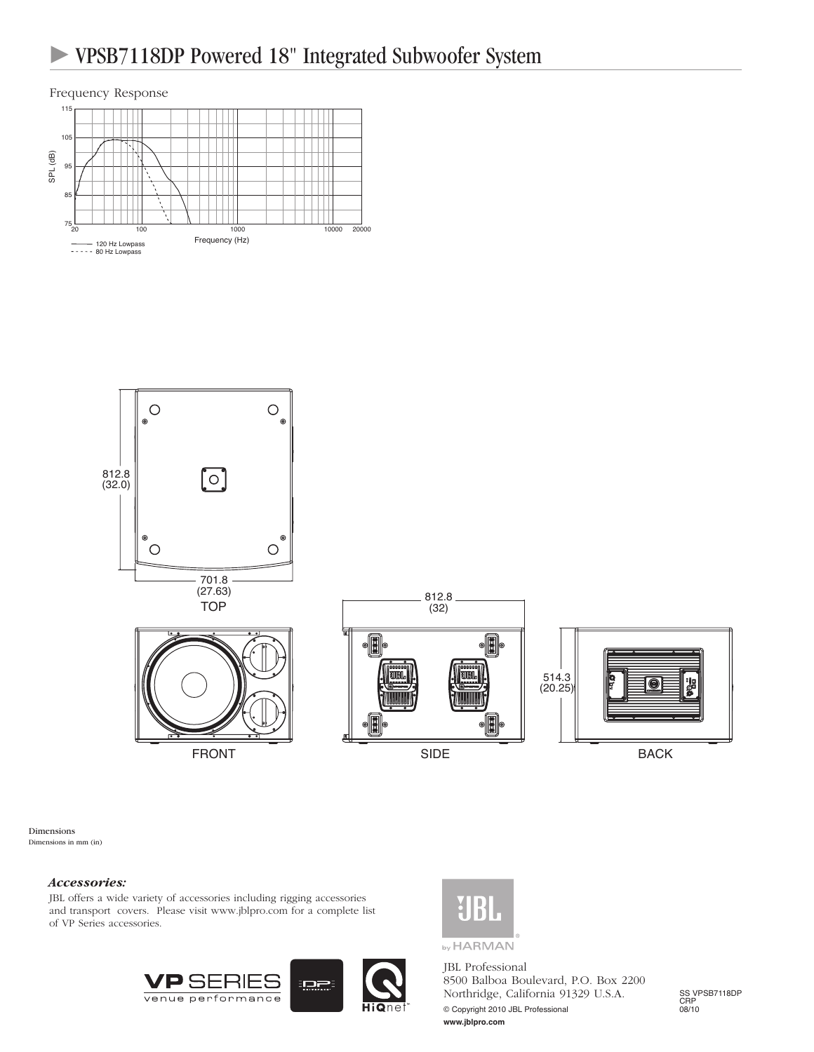# ▶ VPSB7118DP Powered 18" Integrated Subwoofer System

Frequency Response

115
105
95
85
75
SPL (dB)
20
100
1000
10000
20000
Frequency (Hz)
120 Hz Lowpass
80 Hz Lowpass

812.8
(32.0)
701.8
(27.63)
TOP
812.8
(32)
514.3
(20.25)
FRONT
SIDE
BACK

Dimensions
Dimensions in mm (in)

***Accessories:***

JBL offers a wide variety of accessories including rigging accessories and transport covers. Please visit www.jblpro.com for a complete list of VP Series accessories.

JBL by HARMAN

JBL Professional
8500 Balboa Boulevard, P.O. Box 2200
Northridge, California 91329 U.S.A.

© Copyright 2010 JBL Professional

www.jblpro.com

SS VPSB7118DP
CRP
08/10